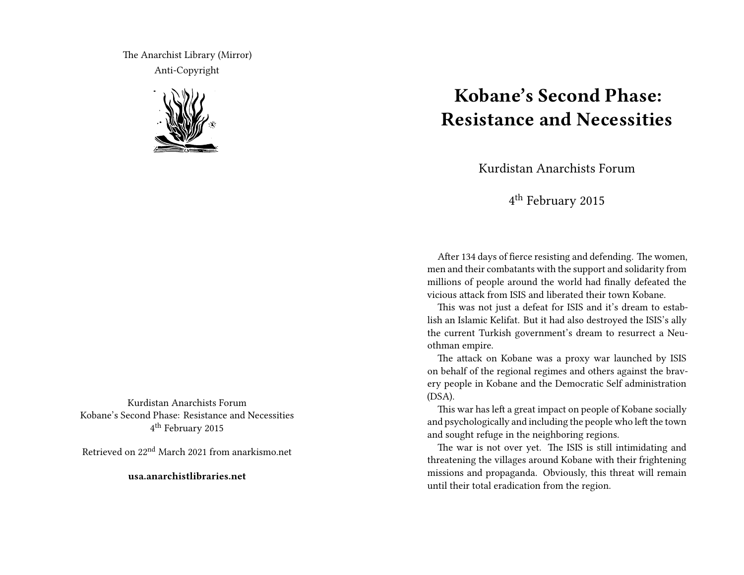The Anarchist Library (Mirror)
Anti-Copyright

Kurdistan Anarchists Forum
Kobane's Second Phase: Resistance and Necessities
4th February 2015

Retrieved on 22nd March 2021 from anarkismo.net

**usa.anarchistlibraries.net**

# Kobane's Second Phase: Resistance and Necessities

Kurdistan Anarchists Forum

4th February 2015

After 134 days of fierce resisting and defending. The women, men and their combatants with the support and solidarity from millions of people around the world had finally defeated the vicious attack from ISIS and liberated their town Kobane.

This was not just a defeat for ISIS and it's dream to establish an Islamic Kelifat. But it had also destroyed the ISIS's ally the current Turkish government's dream to resurrect a Neuothman empire.

The attack on Kobane was a proxy war launched by ISIS on behalf of the regional regimes and others against the bravery people in Kobane and the Democratic Self administration (DSA).

This war has left a great impact on people of Kobane socially and psychologically and including the people who left the town and sought refuge in the neighboring regions.

The war is not over yet. The ISIS is still intimidating and threatening the villages around Kobane with their frightening missions and propaganda. Obviously, this threat will remain until their total eradication from the region.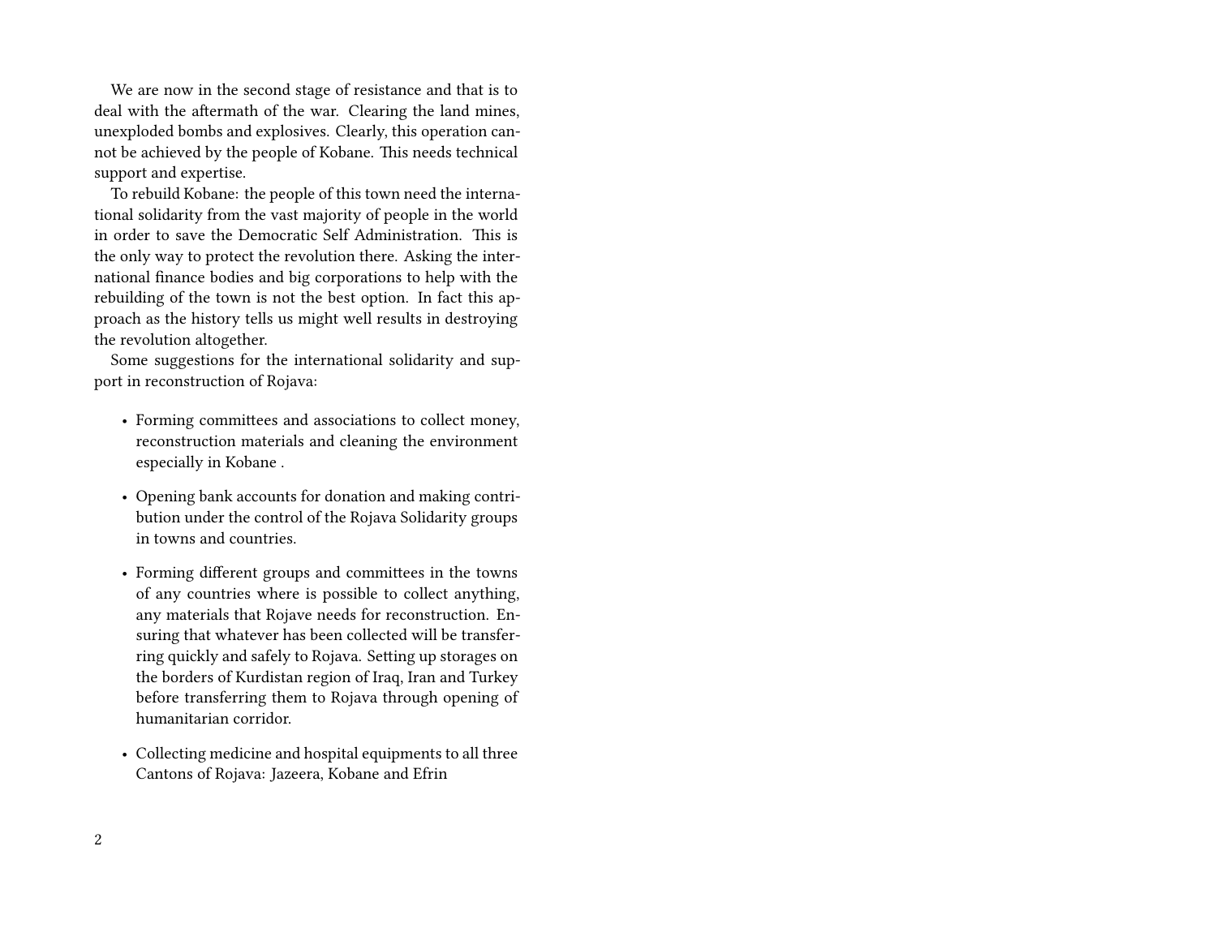We are now in the second stage of resistance and that is to deal with the aftermath of the war. Clearing the land mines, unexploded bombs and explosives. Clearly, this operation cannot be achieved by the people of Kobane. This needs technical support and expertise.

To rebuild Kobane: the people of this town need the international solidarity from the vast majority of people in the world in order to save the Democratic Self Administration. This is the only way to protect the revolution there. Asking the international finance bodies and big corporations to help with the rebuilding of the town is not the best option. In fact this approach as the history tells us might well results in destroying the revolution altogether.

Some suggestions for the international solidarity and support in reconstruction of Rojava:

- Forming committees and associations to collect money, reconstruction materials and cleaning the environment especially in Kobane .
- Opening bank accounts for donation and making contribution under the control of the Rojava Solidarity groups in towns and countries.
- Forming different groups and committees in the towns of any countries where is possible to collect anything, any materials that Rojave needs for reconstruction. Ensuring that whatever has been collected will be transferring quickly and safely to Rojava. Setting up storages on the borders of Kurdistan region of Iraq, Iran and Turkey before transferring them to Rojava through opening of humanitarian corridor.
- Collecting medicine and hospital equipments to all three Cantons of Rojava: Jazeera, Kobane and Efrin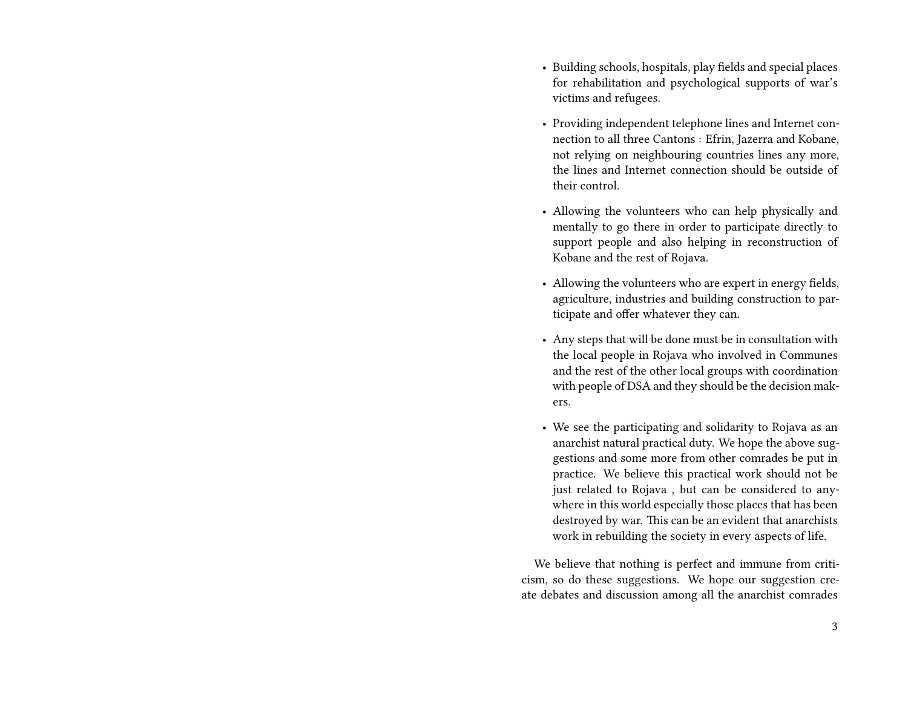- Building schools, hospitals, play fields and special places for rehabilitation and psychological supports of war's victims and refugees.

- Providing independent telephone lines and Internet connection to all three Cantons : Efrin, Jazerra and Kobane, not relying on neighbouring countries lines any more, the lines and Internet connection should be outside of their control.

- Allowing the volunteers who can help physically and mentally to go there in order to participate directly to support people and also helping in reconstruction of Kobane and the rest of Rojava.

- Allowing the volunteers who are expert in energy fields, agriculture, industries and building construction to participate and offer whatever they can.

- Any steps that will be done must be in consultation with the local people in Rojava who involved in Communes and the rest of the other local groups with coordination with people of DSA and they should be the decision makers.

- We see the participating and solidarity to Rojava as an anarchist natural practical duty. We hope the above suggestions and some more from other comrades be put in practice. We believe this practical work should not be just related to Rojava , but can be considered to anywhere in this world especially those places that has been destroyed by war. This can be an evident that anarchists work in rebuilding the society in every aspects of life.

We believe that nothing is perfect and immune from criticism, so do these suggestions. We hope our suggestion create debates and discussion among all the anarchist comrades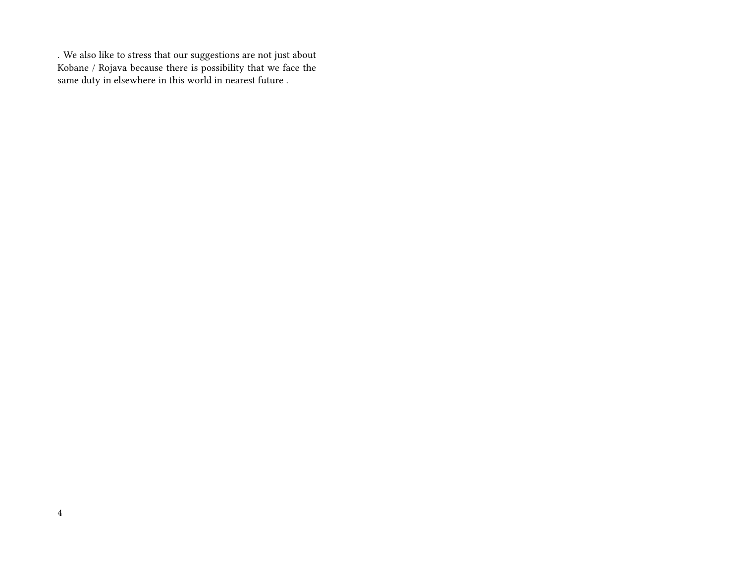. We also like to stress that our suggestions are not just about Kobane / Rojava because there is possibility that we face the same duty in elsewhere in this world in nearest future .